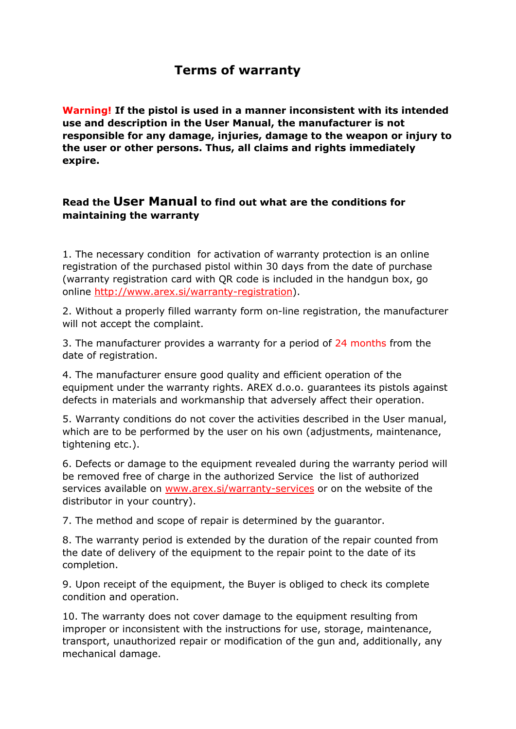# Terms of warranty

**Warning! If the pistol is used in a manner inconsistent with its intended use and description in the User Manual, the manufacturer is not responsible for any damage, injuries, damage to the weapon or injury to the user or other persons. Thus, all claims and rights immediately expire.**

**Read the User Manual to find out what are the conditions for maintaining the warranty**

1. The necessary condition for activation of warranty protection is an online registration of the purchased pistol within 30 days from the date of purchase (warranty registration card with QR code is included in the handgun box, go online http://www.arex.si/warranty-registration).

2. Without a properly filled warranty form on-line registration, the manufacturer will not accept the complaint.

3. The manufacturer provides a warranty for a period of 24 months from the date of registration.

4. The manufacturer ensure good quality and efficient operation of the equipment under the warranty rights. AREX d.o.o. guarantees its pistols against defects in materials and workmanship that adversely affect their operation.

5. Warranty conditions do not cover the activities described in the User manual, which are to be performed by the user on his own (adjustments, maintenance, tightening etc.).

6. Defects or damage to the equipment revealed during the warranty period will be removed free of charge in the authorized Service the list of authorized services available on www.arex.si/warranty-services or on the website of the distributor in your country).

7. The method and scope of repair is determined by the guarantor.

8. The warranty period is extended by the duration of the repair counted from the date of delivery of the equipment to the repair point to the date of its completion.

9. Upon receipt of the equipment, the Buyer is obliged to check its complete condition and operation.

10. The warranty does not cover damage to the equipment resulting from improper or inconsistent with the instructions for use, storage, maintenance, transport, unauthorized repair or modification of the gun and, additionally, any mechanical damage.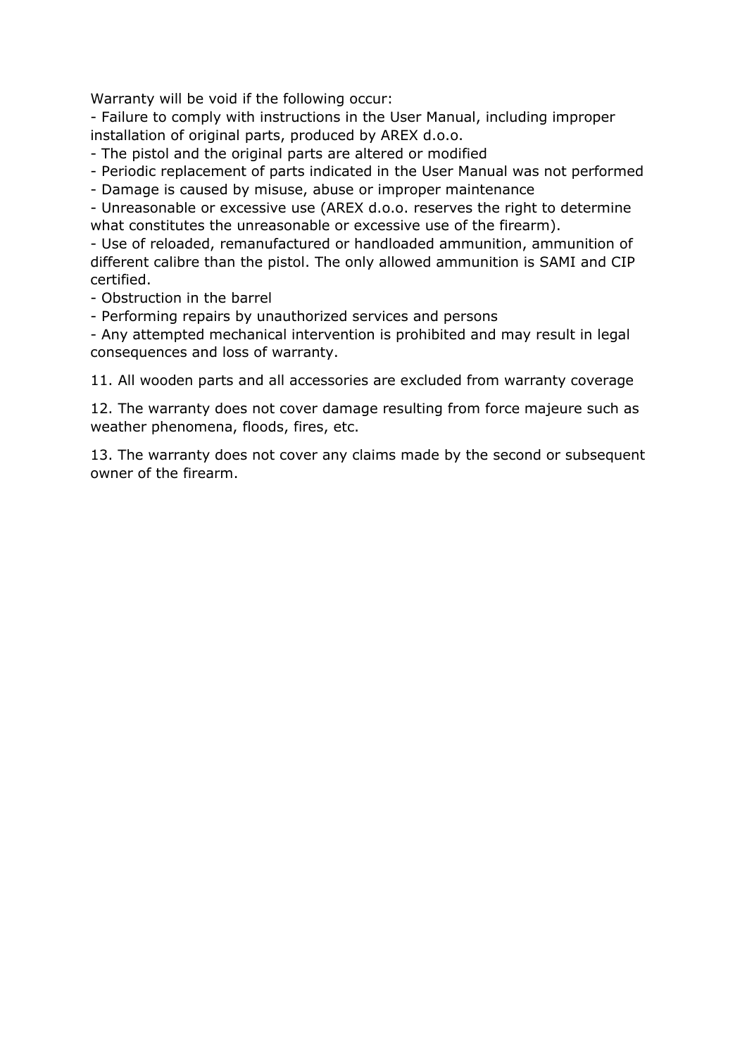Warranty will be void if the following occur:

- Failure to comply with instructions in the User Manual, including improper installation of original parts, produced by AREX d.o.o.
- The pistol and the original parts are altered or modified
- Periodic replacement of parts indicated in the User Manual was not performed
- Damage is caused by misuse, abuse or improper maintenance
- Unreasonable or excessive use (AREX d.o.o. reserves the right to determine what constitutes the unreasonable or excessive use of the firearm).
- Use of reloaded, remanufactured or handloaded ammunition, ammunition of different calibre than the pistol. The only allowed ammunition is SAMI and CIP certified.
- Obstruction in the barrel
- Performing repairs by unauthorized services and persons
- Any attempted mechanical intervention is prohibited and may result in legal consequences and loss of warranty.

11. All wooden parts and all accessories are excluded from warranty coverage

12. The warranty does not cover damage resulting from force majeure such as weather phenomena, floods, fires, etc.

13. The warranty does not cover any claims made by the second or subsequent owner of the firearm.